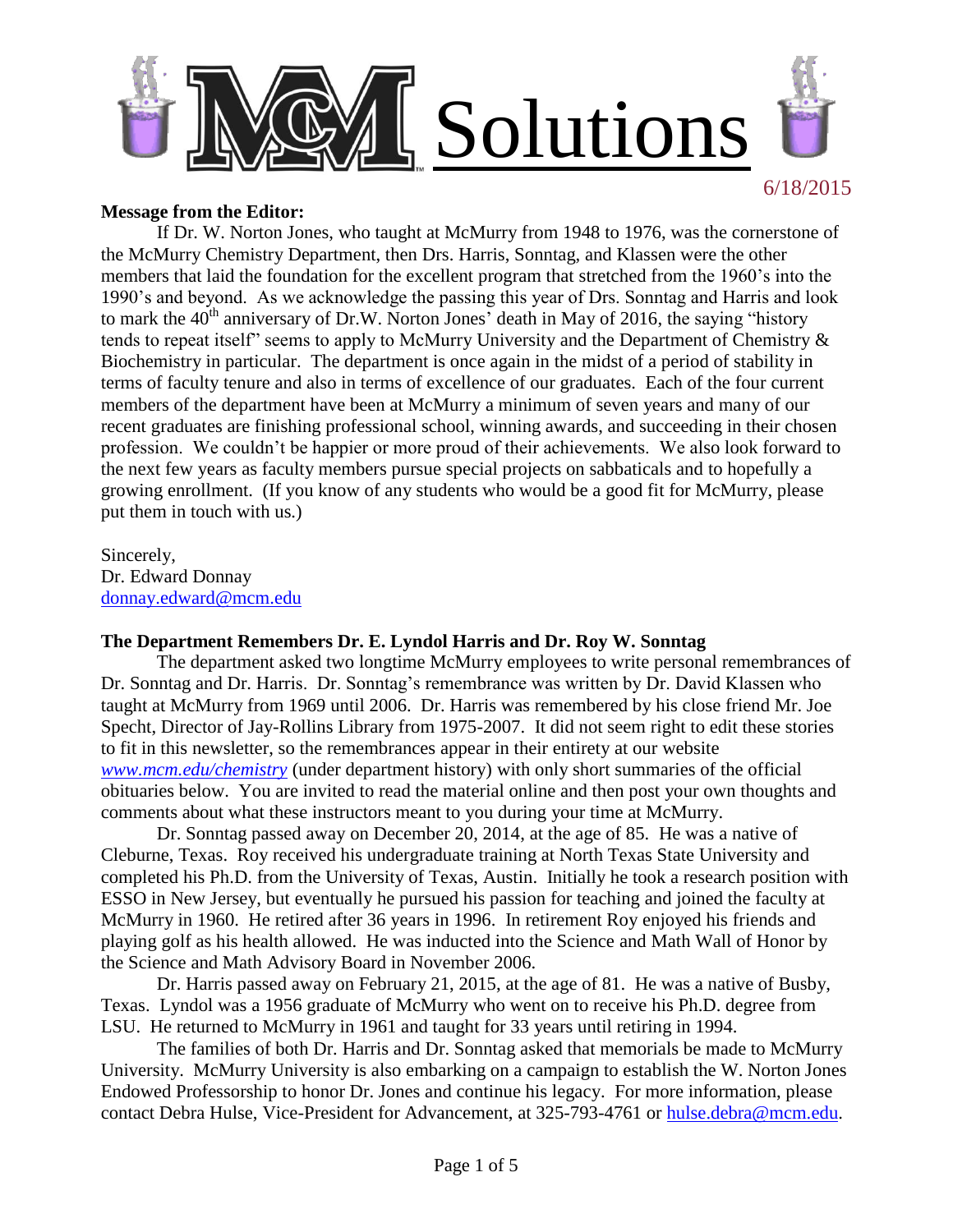# MCM Solutions

6/18/2015

**Message from the Editor:**

If Dr. W. Norton Jones, who taught at McMurry from 1948 to 1976, was the cornerstone of the McMurry Chemistry Department, then Drs. Harris, Sonntag, and Klassen were the other members that laid the foundation for the excellent program that stretched from the 1960's into the 1990's and beyond. As we acknowledge the passing this year of Drs. Sonntag and Harris and look to mark the 40th anniversary of Dr.W. Norton Jones' death in May of 2016, the saying "history tends to repeat itself" seems to apply to McMurry University and the Department of Chemistry & Biochemistry in particular. The department is once again in the midst of a period of stability in terms of faculty tenure and also in terms of excellence of our graduates. Each of the four current members of the department have been at McMurry a minimum of seven years and many of our recent graduates are finishing professional school, winning awards, and succeeding in their chosen profession. We couldn't be happier or more proud of their achievements. We also look forward to the next few years as faculty members pursue special projects on sabbaticals and to hopefully a growing enrollment. (If you know of any students who would be a good fit for McMurry, please put them in touch with us.)

Sincerely,
Dr. Edward Donnay
donnay.edward@mcm.edu

**The Department Remembers Dr. E. Lyndol Harris and Dr. Roy W. Sonntag**

The department asked two longtime McMurry employees to write personal remembrances of Dr. Sonntag and Dr. Harris. Dr. Sonntag's remembrance was written by Dr. David Klassen who taught at McMurry from 1969 until 2006. Dr. Harris was remembered by his close friend Mr. Joe Specht, Director of Jay-Rollins Library from 1975-2007. It did not seem right to edit these stories to fit in this newsletter, so the remembrances appear in their entirety at our website *www.mcm.edu/chemistry* (under department history) with only short summaries of the official obituaries below. You are invited to read the material online and then post your own thoughts and comments about what these instructors meant to you during your time at McMurry.

Dr. Sonntag passed away on December 20, 2014, at the age of 85. He was a native of Cleburne, Texas. Roy received his undergraduate training at North Texas State University and completed his Ph.D. from the University of Texas, Austin. Initially he took a research position with ESSO in New Jersey, but eventually he pursued his passion for teaching and joined the faculty at McMurry in 1960. He retired after 36 years in 1996. In retirement Roy enjoyed his friends and playing golf as his health allowed. He was inducted into the Science and Math Wall of Honor by the Science and Math Advisory Board in November 2006.

Dr. Harris passed away on February 21, 2015, at the age of 81. He was a native of Busby, Texas. Lyndol was a 1956 graduate of McMurry who went on to receive his Ph.D. degree from LSU. He returned to McMurry in 1961 and taught for 33 years until retiring in 1994.

The families of both Dr. Harris and Dr. Sonntag asked that memorials be made to McMurry University. McMurry University is also embarking on a campaign to establish the W. Norton Jones Endowed Professorship to honor Dr. Jones and continue his legacy. For more information, please contact Debra Hulse, Vice-President for Advancement, at 325-793-4761 or hulse.debra@mcm.edu.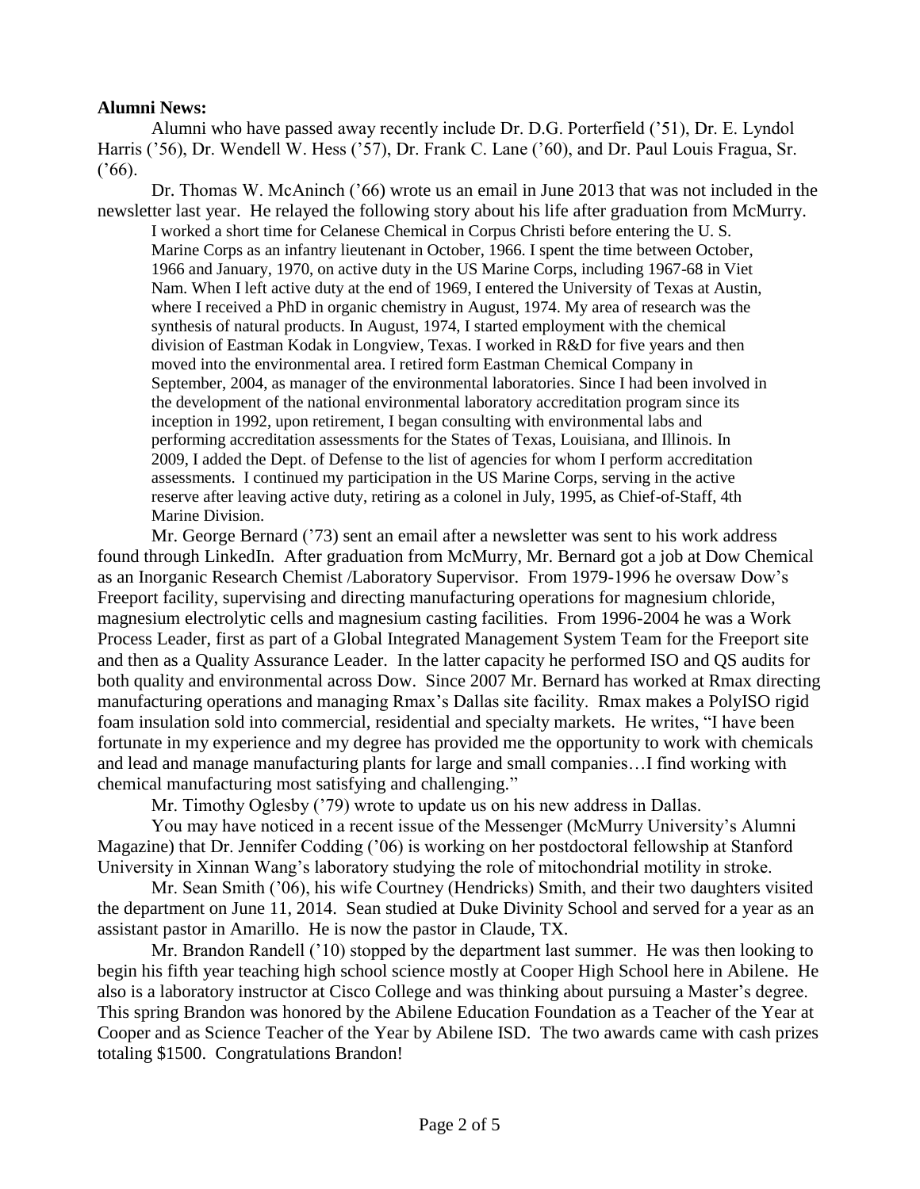**Alumni News:**

Alumni who have passed away recently include Dr. D.G. Porterfield ('51), Dr. E. Lyndol Harris ('56), Dr. Wendell W. Hess ('57), Dr. Frank C. Lane ('60), and Dr. Paul Louis Fragua, Sr. ('66).

Dr. Thomas W. McAninch ('66) wrote us an email in June 2013 that was not included in the newsletter last year. He relayed the following story about his life after graduation from McMurry.

> I worked a short time for Celanese Chemical in Corpus Christi before entering the U. S. Marine Corps as an infantry lieutenant in October, 1966. I spent the time between October, 1966 and January, 1970, on active duty in the US Marine Corps, including 1967-68 in Viet Nam. When I left active duty at the end of 1969, I entered the University of Texas at Austin, where I received a PhD in organic chemistry in August, 1974. My area of research was the synthesis of natural products. In August, 1974, I started employment with the chemical division of Eastman Kodak in Longview, Texas. I worked in R&D for five years and then moved into the environmental area. I retired form Eastman Chemical Company in September, 2004, as manager of the environmental laboratories. Since I had been involved in the development of the national environmental laboratory accreditation program since its inception in 1992, upon retirement, I began consulting with environmental labs and performing accreditation assessments for the States of Texas, Louisiana, and Illinois. In 2009, I added the Dept. of Defense to the list of agencies for whom I perform accreditation assessments. I continued my participation in the US Marine Corps, serving in the active reserve after leaving active duty, retiring as a colonel in July, 1995, as Chief-of-Staff, 4th Marine Division.

Mr. George Bernard ('73) sent an email after a newsletter was sent to his work address found through LinkedIn. After graduation from McMurry, Mr. Bernard got a job at Dow Chemical as an Inorganic Research Chemist /Laboratory Supervisor. From 1979-1996 he oversaw Dow's Freeport facility, supervising and directing manufacturing operations for magnesium chloride, magnesium electrolytic cells and magnesium casting facilities. From 1996-2004 he was a Work Process Leader, first as part of a Global Integrated Management System Team for the Freeport site and then as a Quality Assurance Leader. In the latter capacity he performed ISO and QS audits for both quality and environmental across Dow. Since 2007 Mr. Bernard has worked at Rmax directing manufacturing operations and managing Rmax's Dallas site facility. Rmax makes a PolyISO rigid foam insulation sold into commercial, residential and specialty markets. He writes, "I have been fortunate in my experience and my degree has provided me the opportunity to work with chemicals and lead and manage manufacturing plants for large and small companies…I find working with chemical manufacturing most satisfying and challenging."

Mr. Timothy Oglesby ('79) wrote to update us on his new address in Dallas.

You may have noticed in a recent issue of the Messenger (McMurry University's Alumni Magazine) that Dr. Jennifer Codding ('06) is working on her postdoctoral fellowship at Stanford University in Xinnan Wang's laboratory studying the role of mitochondrial motility in stroke.

Mr. Sean Smith ('06), his wife Courtney (Hendricks) Smith, and their two daughters visited the department on June 11, 2014. Sean studied at Duke Divinity School and served for a year as an assistant pastor in Amarillo. He is now the pastor in Claude, TX.

Mr. Brandon Randell ('10) stopped by the department last summer. He was then looking to begin his fifth year teaching high school science mostly at Cooper High School here in Abilene. He also is a laboratory instructor at Cisco College and was thinking about pursuing a Master's degree. This spring Brandon was honored by the Abilene Education Foundation as a Teacher of the Year at Cooper and as Science Teacher of the Year by Abilene ISD. The two awards came with cash prizes totaling $1500. Congratulations Brandon!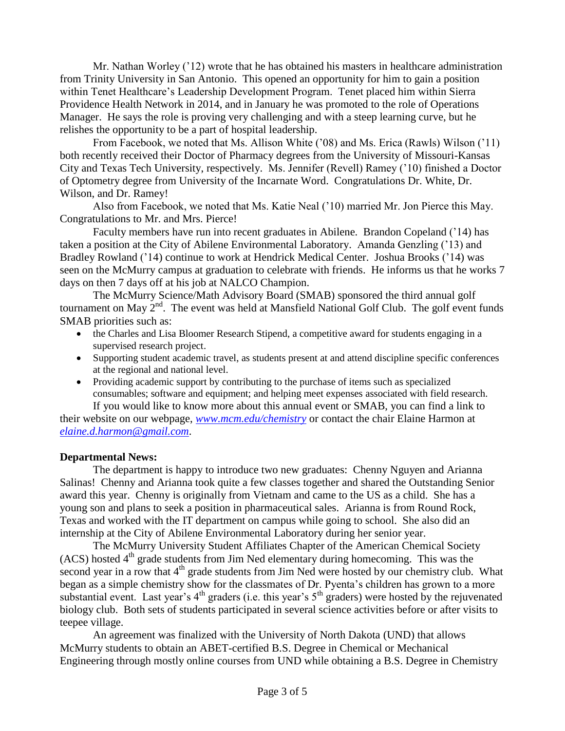Mr. Nathan Worley ('12) wrote that he has obtained his masters in healthcare administration from Trinity University in San Antonio. This opened an opportunity for him to gain a position within Tenet Healthcare's Leadership Development Program. Tenet placed him within Sierra Providence Health Network in 2014, and in January he was promoted to the role of Operations Manager. He says the role is proving very challenging and with a steep learning curve, but he relishes the opportunity to be a part of hospital leadership.

From Facebook, we noted that Ms. Allison White ('08) and Ms. Erica (Rawls) Wilson ('11) both recently received their Doctor of Pharmacy degrees from the University of Missouri-Kansas City and Texas Tech University, respectively. Ms. Jennifer (Revell) Ramey ('10) finished a Doctor of Optometry degree from University of the Incarnate Word. Congratulations Dr. White, Dr. Wilson, and Dr. Ramey!

Also from Facebook, we noted that Ms. Katie Neal ('10) married Mr. Jon Pierce this May. Congratulations to Mr. and Mrs. Pierce!

Faculty members have run into recent graduates in Abilene. Brandon Copeland ('14) has taken a position at the City of Abilene Environmental Laboratory. Amanda Genzling ('13) and Bradley Rowland ('14) continue to work at Hendrick Medical Center. Joshua Brooks ('14) was seen on the McMurry campus at graduation to celebrate with friends. He informs us that he works 7 days on then 7 days off at his job at NALCO Champion.

The McMurry Science/Math Advisory Board (SMAB) sponsored the third annual golf tournament on May 2nd. The event was held at Mansfield National Golf Club. The golf event funds SMAB priorities such as:

- the Charles and Lisa Bloomer Research Stipend, a competitive award for students engaging in a supervised research project.
- Supporting student academic travel, as students present at and attend discipline specific conferences at the regional and national level.
- Providing academic support by contributing to the purchase of items such as specialized consumables; software and equipment; and helping meet expenses associated with field research.

If you would like to know more about this annual event or SMAB, you can find a link to their website on our webpage, *www.mcm.edu/chemistry* or contact the chair Elaine Harmon at *elaine.d.harmon@gmail.com*.

**Departmental News:**

The department is happy to introduce two new graduates: Chenny Nguyen and Arianna Salinas! Chenny and Arianna took quite a few classes together and shared the Outstanding Senior award this year. Chenny is originally from Vietnam and came to the US as a child. She has a young son and plans to seek a position in pharmaceutical sales. Arianna is from Round Rock, Texas and worked with the IT department on campus while going to school. She also did an internship at the City of Abilene Environmental Laboratory during her senior year.

The McMurry University Student Affiliates Chapter of the American Chemical Society (ACS) hosted 4th grade students from Jim Ned elementary during homecoming. This was the second year in a row that 4th grade students from Jim Ned were hosted by our chemistry club. What began as a simple chemistry show for the classmates of Dr. Pyenta's children has grown to a more substantial event. Last year's 4th graders (i.e. this year's 5th graders) were hosted by the rejuvenated biology club. Both sets of students participated in several science activities before or after visits to teepee village.

An agreement was finalized with the University of North Dakota (UND) that allows McMurry students to obtain an ABET-certified B.S. Degree in Chemical or Mechanical Engineering through mostly online courses from UND while obtaining a B.S. Degree in Chemistry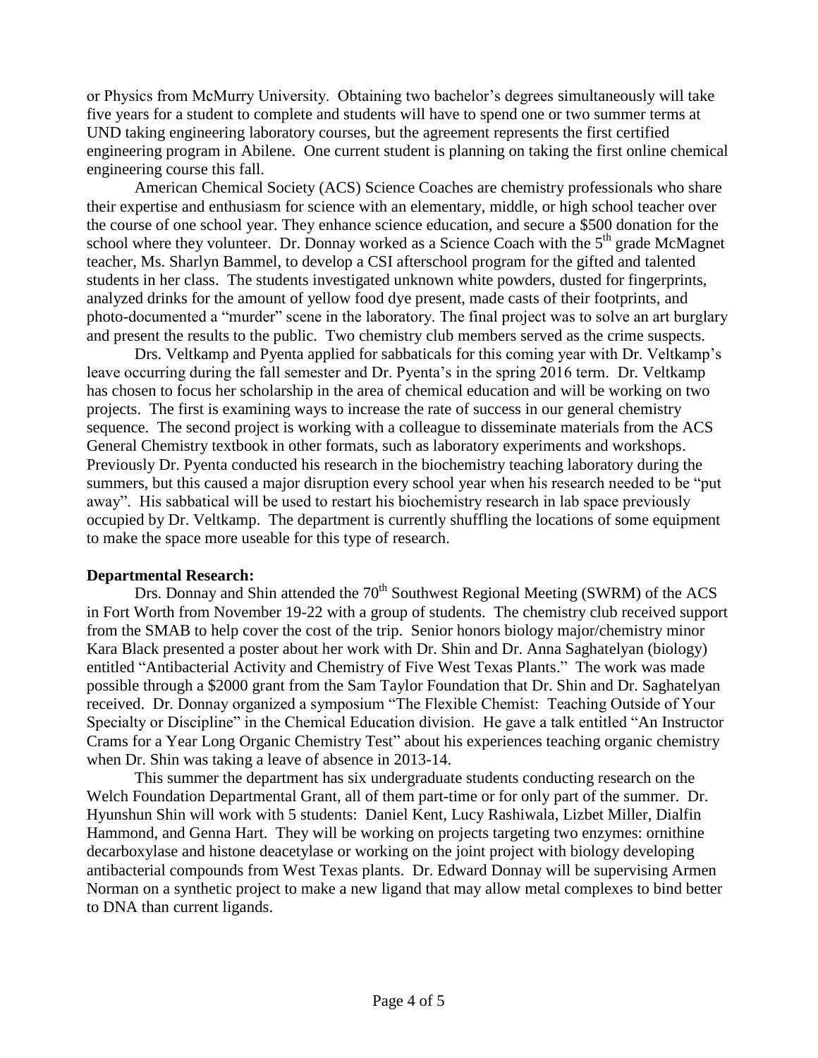or Physics from McMurry University. Obtaining two bachelor's degrees simultaneously will take five years for a student to complete and students will have to spend one or two summer terms at UND taking engineering laboratory courses, but the agreement represents the first certified engineering program in Abilene. One current student is planning on taking the first online chemical engineering course this fall.

American Chemical Society (ACS) Science Coaches are chemistry professionals who share their expertise and enthusiasm for science with an elementary, middle, or high school teacher over the course of one school year. They enhance science education, and secure a \$500 donation for the school where they volunteer. Dr. Donnay worked as a Science Coach with the 5th grade McMagnet teacher, Ms. Sharlyn Bammel, to develop a CSI afterschool program for the gifted and talented students in her class. The students investigated unknown white powders, dusted for fingerprints, analyzed drinks for the amount of yellow food dye present, made casts of their footprints, and photo-documented a "murder" scene in the laboratory. The final project was to solve an art burglary and present the results to the public. Two chemistry club members served as the crime suspects.

Drs. Veltkamp and Pyenta applied for sabbaticals for this coming year with Dr. Veltkamp's leave occurring during the fall semester and Dr. Pyenta's in the spring 2016 term. Dr. Veltkamp has chosen to focus her scholarship in the area of chemical education and will be working on two projects. The first is examining ways to increase the rate of success in our general chemistry sequence. The second project is working with a colleague to disseminate materials from the ACS General Chemistry textbook in other formats, such as laboratory experiments and workshops. Previously Dr. Pyenta conducted his research in the biochemistry teaching laboratory during the summers, but this caused a major disruption every school year when his research needed to be "put away". His sabbatical will be used to restart his biochemistry research in lab space previously occupied by Dr. Veltkamp. The department is currently shuffling the locations of some equipment to make the space more useable for this type of research.

**Departmental Research:**

Drs. Donnay and Shin attended the 70th Southwest Regional Meeting (SWRM) of the ACS in Fort Worth from November 19-22 with a group of students. The chemistry club received support from the SMAB to help cover the cost of the trip. Senior honors biology major/chemistry minor Kara Black presented a poster about her work with Dr. Shin and Dr. Anna Saghatelyan (biology) entitled "Antibacterial Activity and Chemistry of Five West Texas Plants." The work was made possible through a \$2000 grant from the Sam Taylor Foundation that Dr. Shin and Dr. Saghatelyan received. Dr. Donnay organized a symposium "The Flexible Chemist: Teaching Outside of Your Specialty or Discipline" in the Chemical Education division. He gave a talk entitled "An Instructor Crams for a Year Long Organic Chemistry Test" about his experiences teaching organic chemistry when Dr. Shin was taking a leave of absence in 2013-14.

This summer the department has six undergraduate students conducting research on the Welch Foundation Departmental Grant, all of them part-time or for only part of the summer. Dr. Hyunshun Shin will work with 5 students: Daniel Kent, Lucy Rashiwala, Lizbet Miller, Dialfin Hammond, and Genna Hart. They will be working on projects targeting two enzymes: ornithine decarboxylase and histone deacetylase or working on the joint project with biology developing antibacterial compounds from West Texas plants. Dr. Edward Donnay will be supervising Armen Norman on a synthetic project to make a new ligand that may allow metal complexes to bind better to DNA than current ligands.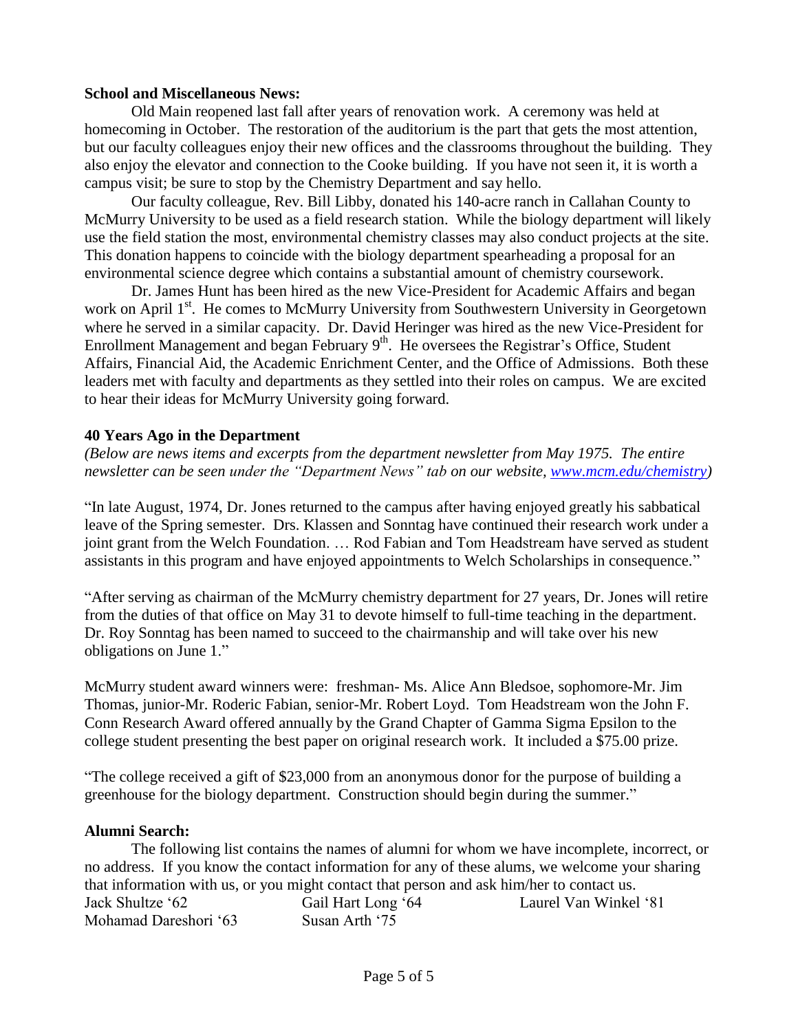**School and Miscellaneous News:**

Old Main reopened last fall after years of renovation work. A ceremony was held at homecoming in October. The restoration of the auditorium is the part that gets the most attention, but our faculty colleagues enjoy their new offices and the classrooms throughout the building. They also enjoy the elevator and connection to the Cooke building. If you have not seen it, it is worth a campus visit; be sure to stop by the Chemistry Department and say hello.

Our faculty colleague, Rev. Bill Libby, donated his 140-acre ranch in Callahan County to McMurry University to be used as a field research station. While the biology department will likely use the field station the most, environmental chemistry classes may also conduct projects at the site. This donation happens to coincide with the biology department spearheading a proposal for an environmental science degree which contains a substantial amount of chemistry coursework.

Dr. James Hunt has been hired as the new Vice-President for Academic Affairs and began work on April 1st. He comes to McMurry University from Southwestern University in Georgetown where he served in a similar capacity. Dr. David Heringer was hired as the new Vice-President for Enrollment Management and began February 9th. He oversees the Registrar's Office, Student Affairs, Financial Aid, the Academic Enrichment Center, and the Office of Admissions. Both these leaders met with faculty and departments as they settled into their roles on campus. We are excited to hear their ideas for McMurry University going forward.

**40 Years Ago in the Department**

*(Below are news items and excerpts from the department newsletter from May 1975. The entire newsletter can be seen under the "Department News" tab on our website, [www.mcm.edu/chemistry](www.mcm.edu/chemistry))*

"In late August, 1974, Dr. Jones returned to the campus after having enjoyed greatly his sabbatical leave of the Spring semester. Drs. Klassen and Sonntag have continued their research work under a joint grant from the Welch Foundation. … Rod Fabian and Tom Headstream have served as student assistants in this program and have enjoyed appointments to Welch Scholarships in consequence."

"After serving as chairman of the McMurry chemistry department for 27 years, Dr. Jones will retire from the duties of that office on May 31 to devote himself to full-time teaching in the department. Dr. Roy Sonntag has been named to succeed to the chairmanship and will take over his new obligations on June 1."

McMurry student award winners were: freshman- Ms. Alice Ann Bledsoe, sophomore-Mr. Jim Thomas, junior-Mr. Roderic Fabian, senior-Mr. Robert Loyd. Tom Headstream won the John F. Conn Research Award offered annually by the Grand Chapter of Gamma Sigma Epsilon to the college student presenting the best paper on original research work. It included a $75.00 prize.

"The college received a gift of $23,000 from an anonymous donor for the purpose of building a greenhouse for the biology department. Construction should begin during the summer."

**Alumni Search:**

The following list contains the names of alumni for whom we have incomplete, incorrect, or no address. If you know the contact information for any of these alums, we welcome your sharing that information with us, or you might contact that person and ask him/her to contact us.

| | | |
|---|---|---|
| Jack Shultze '62 | Gail Hart Long '64 | Laurel Van Winkel '81 |
| Mohamad Dareshori '63 | Susan Arth '75 | |